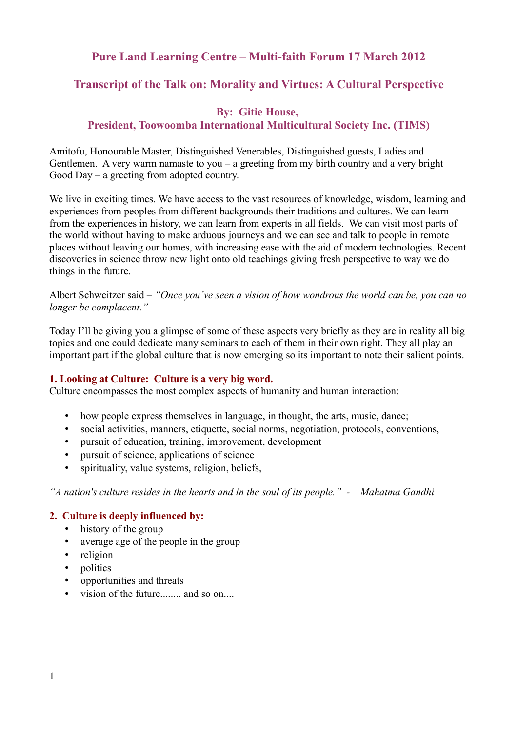# Pure Land Learning Centre – Multi-faith Forum 17 March 2012

## Transcript of the Talk on: Morality and Virtues: A Cultural Perspective

### By: Gitie House, President, Toowoomba International Multicultural Society Inc. (TIMS)

Amitofu, Honourable Master, Distinguished Venerables, Distinguished guests, Ladies and Gentlemen. A very warm namaste to you – a greeting from my birth country and a very bright Good Day – a greeting from adopted country.

We live in exciting times. We have access to the vast resources of knowledge, wisdom, learning and experiences from peoples from different backgrounds their traditions and cultures. We can learn from the experiences in history, we can learn from experts in all fields. We can visit most parts of the world without having to make arduous journeys and we can see and talk to people in remote places without leaving our homes, with increasing ease with the aid of modern technologies. Recent discoveries in science throw new light onto old teachings giving fresh perspective to way we do things in the future.

Albert Schweitzer said – *"Once you've seen a vision of how wondrous the world can be, you can no longer be complacent."*

Today I'll be giving you a glimpse of some of these aspects very briefly as they are in reality all big topics and one could dedicate many seminars to each of them in their own right. They all play an important part if the global culture that is now emerging so its important to note their salient points.

**1. Looking at Culture: Culture is a very big word.**

Culture encompasses the most complex aspects of humanity and human interaction:

- how people express themselves in language, in thought, the arts, music, dance;
- social activities, manners, etiquette, social norms, negotiation, protocols, conventions,
- pursuit of education, training, improvement, development
- pursuit of science, applications of science
- spirituality, value systems, religion, beliefs,

*"A nation's culture resides in the hearts and in the soul of its people." - Mahatma Gandhi*

**2. Culture is deeply influenced by:**

- history of the group
- average age of the people in the group
- religion
- politics
- opportunities and threats
- vision of the future........ and so on....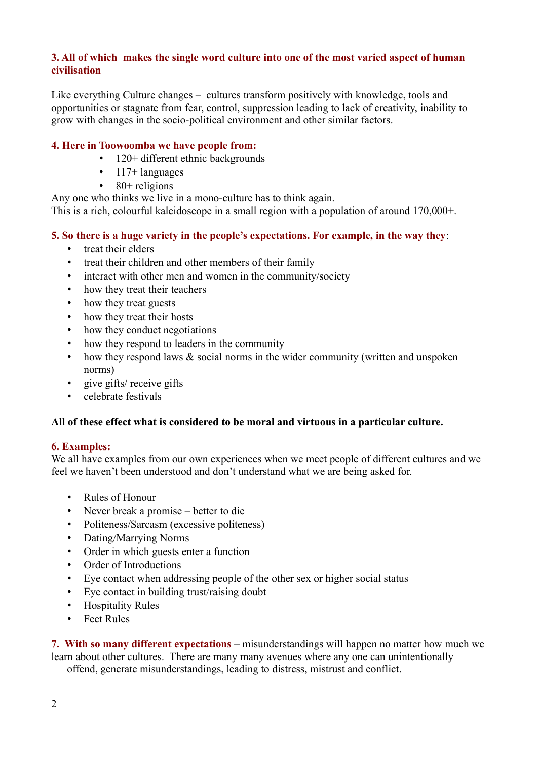### 3. All of which  makes the single word culture into one of the most varied aspect of human civilisation

Like everything Culture changes –  cultures transform positively with knowledge, tools and opportunities or stagnate from fear, control, suppression leading to lack of creativity, inability to grow with changes in the socio-political environment and other similar factors.

### 4. Here in Toowoomba we have people from:

- 120+ different ethnic backgrounds
- 117+ languages
- 80+ religions

Any one who thinks we live in a mono-culture has to think again.
This is a rich, colourful kaleidoscope in a small region with a population of around 170,000+.

### 5. So there is a huge variety in the people's expectations. For example, in the way they:

- treat their elders
- treat their children and other members of their family
- interact with other men and women in the community/society
- how they treat their teachers
- how they treat guests
- how they treat their hosts
- how they conduct negotiations
- how they respond to leaders in the community
- how they respond laws & social norms in the wider community (written and unspoken norms)
- give gifts/ receive gifts
- celebrate festivals

**All of these effect what is considered to be moral and virtuous in a particular culture.**

### 6. Examples:

We all have examples from our own experiences when we meet people of different cultures and we feel we haven't been understood and don't understand what we are being asked for.

- Rules of Honour
- Never break a promise – better to die
- Politeness/Sarcasm (excessive politeness)
- Dating/Marrying Norms
- Order in which guests enter a function
- Order of Introductions
- Eye contact when addressing people of the other sex or higher social status
- Eye contact in building trust/raising doubt
- Hospitality Rules
- Feet Rules

**7. With so many different expectations** – misunderstandings will happen no matter how much we learn about other cultures.  There are many many avenues where any one can unintentionally offend, generate misunderstandings, leading to distress, mistrust and conflict.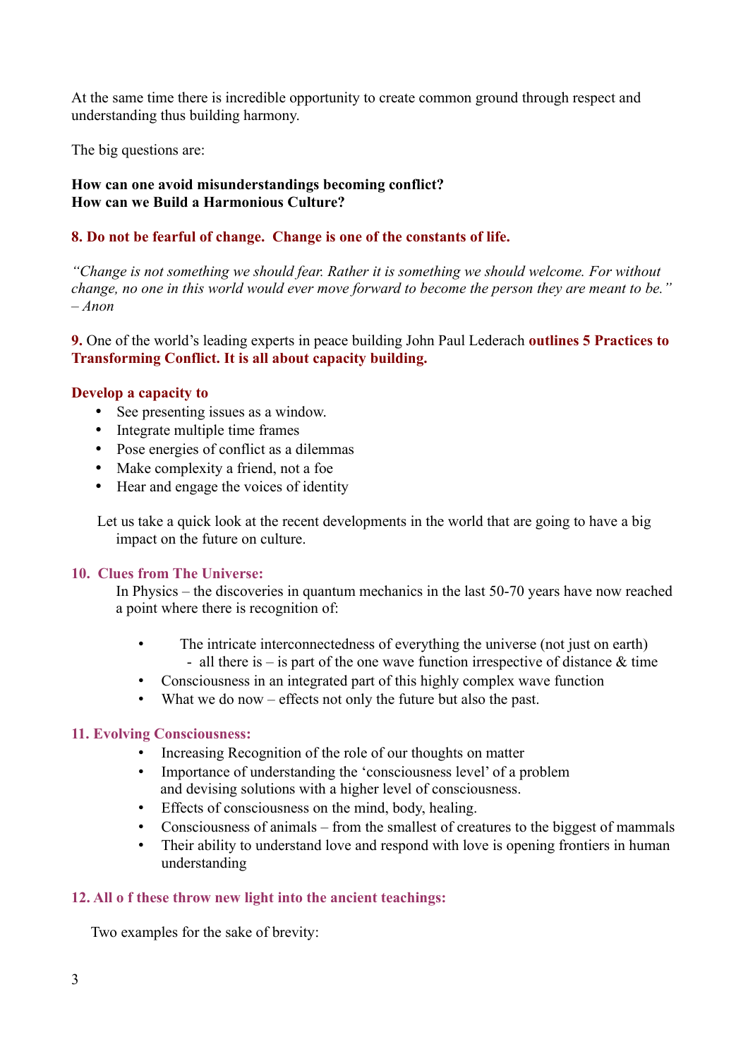At the same time there is incredible opportunity to create common ground through respect and understanding thus building harmony.

The big questions are:

**How can one avoid misunderstandings becoming conflict?**
**How can we Build a Harmonious Culture?**

**8. Do not be fearful of change. Change is one of the constants of life.**

*"Change is not something we should fear. Rather it is something we should welcome. For without change, no one in this world would ever move forward to become the person they are meant to be."* *– Anon*

**9.** One of the world's leading experts in peace building John Paul Lederach **outlines 5 Practices to Transforming Conflict. It is all about capacity building.**

**Develop a capacity to**

- See presenting issues as a window.
- Integrate multiple time frames
- Pose energies of conflict as a dilemmas
- Make complexity a friend, not a foe
- Hear and engage the voices of identity

Let us take a quick look at the recent developments in the world that are going to have a big impact on the future on culture.

**10. Clues from The Universe:**

In Physics – the discoveries in quantum mechanics in the last 50-70 years have now reached a point where there is recognition of:

- The intricate interconnectedness of everything the universe (not just on earth)
  - all there is – is part of the one wave function irrespective of distance & time
- Consciousness in an integrated part of this highly complex wave function
- What we do now – effects not only the future but also the past.

**11. Evolving Consciousness:**

- Increasing Recognition of the role of our thoughts on matter
- Importance of understanding the 'consciousness level' of a problem and devising solutions with a higher level of consciousness.
- Effects of consciousness on the mind, body, healing.
- Consciousness of animals – from the smallest of creatures to the biggest of mammals
- Their ability to understand love and respond with love is opening frontiers in human understanding

**12. All o f these throw new light into the ancient teachings:**

Two examples for the sake of brevity: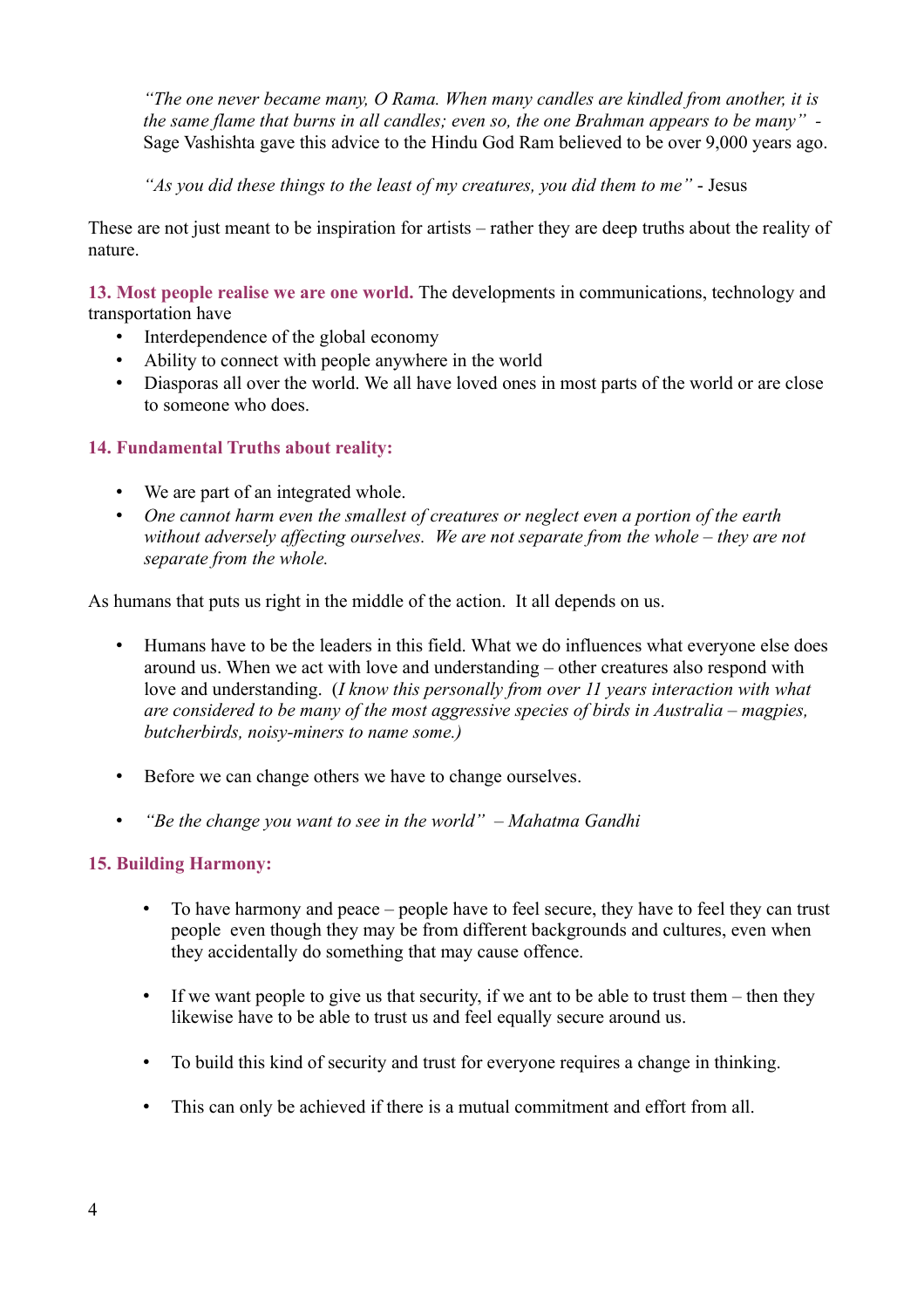*"The one never became many, O Rama. When many candles are kindled from another, it is the same flame that burns in all candles; even so, the one Brahman appears to be many"* - Sage Vashishta gave this advice to the Hindu God Ram believed to be over 9,000 years ago.

*"As you did these things to the least of my creatures, you did them to me"* - Jesus

These are not just meant to be inspiration for artists – rather they are deep truths about the reality of nature.

**13. Most people realise we are one world.** The developments in communications, technology and transportation have

- Interdependence of the global economy
- Ability to connect with people anywhere in the world
- Diasporas all over the world. We all have loved ones in most parts of the world or are close to someone who does.

**14. Fundamental Truths about reality:**

- We are part of an integrated whole.
- *One cannot harm even the smallest of creatures or neglect even a portion of the earth without adversely affecting ourselves. We are not separate from the whole – they are not separate from the whole.*

As humans that puts us right in the middle of the action. It all depends on us.

- Humans have to be the leaders in this field. What we do influences what everyone else does around us. When we act with love and understanding – other creatures also respond with love and understanding. (*I know this personally from over 11 years interaction with what are considered to be many of the most aggressive species of birds in Australia – magpies, butcherbirds, noisy-miners to name some.)*

- Before we can change others we have to change ourselves.

- *"Be the change you want to see in the world" – Mahatma Gandhi*

**15. Building Harmony:**

- To have harmony and peace – people have to feel secure, they have to feel they can trust people even though they may be from different backgrounds and cultures, even when they accidentally do something that may cause offence.

- If we want people to give us that security, if we ant to be able to trust them – then they likewise have to be able to trust us and feel equally secure around us.

- To build this kind of security and trust for everyone requires a change in thinking.

- This can only be achieved if there is a mutual commitment and effort from all.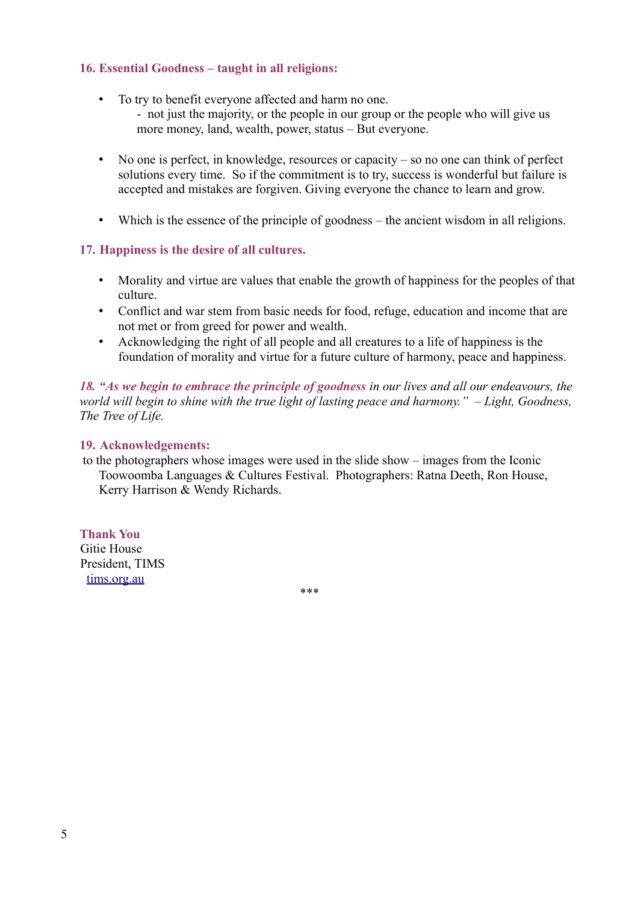### 16. Essential Goodness – taught in all religions:

- To try to benefit everyone affected and harm no one.
  - not just the majority, or the people in our group or the people who will give us more money, land, wealth, power, status – But everyone.

- No one is perfect, in knowledge, resources or capacity – so no one can think of perfect solutions every time. So if the commitment is to try, success is wonderful but failure is accepted and mistakes are forgiven. Giving everyone the chance to learn and grow.

- Which is the essence of the principle of goodness – the ancient wisdom in all religions.

### 17. Happiness is the desire of all cultures.

- Morality and virtue are values that enable the growth of happiness for the peoples of that culture.
- Conflict and war stem from basic needs for food, refuge, education and income that are not met or from greed for power and wealth.
- Acknowledging the right of all people and all creatures to a life of happiness is the foundation of morality and virtue for a future culture of harmony, peace and happiness.

***18. "As we begin to embrace the principle of goodness** in our lives and all our endeavours, the world will begin to shine with the true light of lasting peace and harmony." – Light, Goodness, The Tree of Life.*

### 19. Acknowledgements:

to the photographers whose images were used in the slide show – images from the Iconic Toowoomba Languages & Cultures Festival. Photographers: Ratna Deeth, Ron House, Kerry Harrison & Wendy Richards.

**Thank You**
Gitie House
President, TIMS
[tims.org.au](tims.org.au)

***